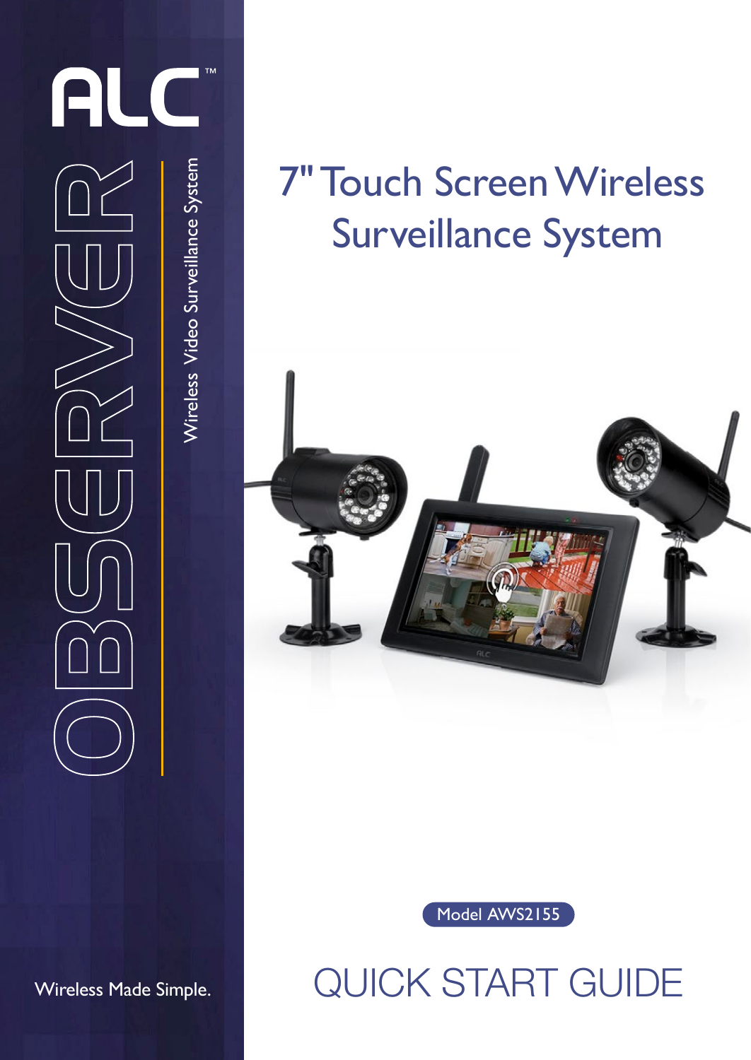ALC™

OBSERVER

Wireless Video Surveillance System

# 7" Touch Screen Wireless Surveillance System

Model AWS2155

## QUICK START GUIDE

Wireless Made Simple.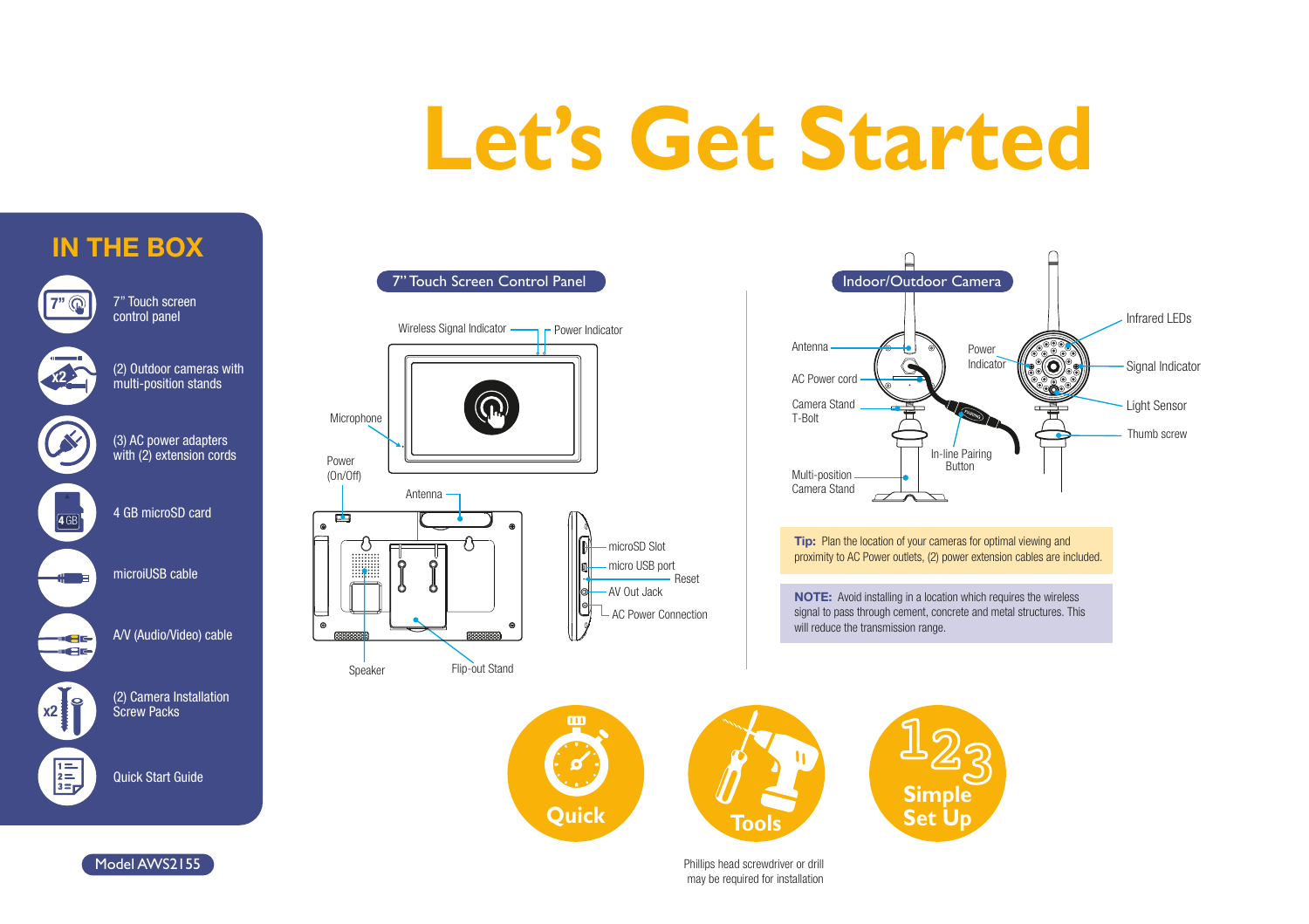# Let's Get Started

## IN THE BOX

- 7" Touch screen control panel
- (2) Outdoor cameras with multi-position stands
- (3) AC power adapters with (2) extension cords
- 4 GB microSD card
- microUSB cable
- A/V (Audio/Video) cable
- (2) Camera Installation Screw Packs
- Quick Start Guide

Model AWS2155

## 7" Touch Screen Control Panel

Wireless Signal Indicator
Power Indicator
Microphone
Power (On/Off)
Antenna
Speaker
Flip-out Stand
microSD Slot
micro USB port
Reset
AV Out Jack
AC Power Connection

## Indoor/Outdoor Camera

Antenna
AC Power cord
Camera Stand T-Bolt
Multi-position Camera Stand
Power Indicator
In-line Pairing Button
Infrared LEDs
Signal Indicator
Light Sensor
Thumb screw

**Tip:** Plan the location of your cameras for optimal viewing and proximity to AC Power outlets, (2) power extension cables are included.

**NOTE:** Avoid installing in a location which requires the wireless signal to pass through cement, concrete and metal structures. This will reduce the transmission range.

Quick

Tools

Simple Set Up

Phillips head screwdriver or drill may be required for installation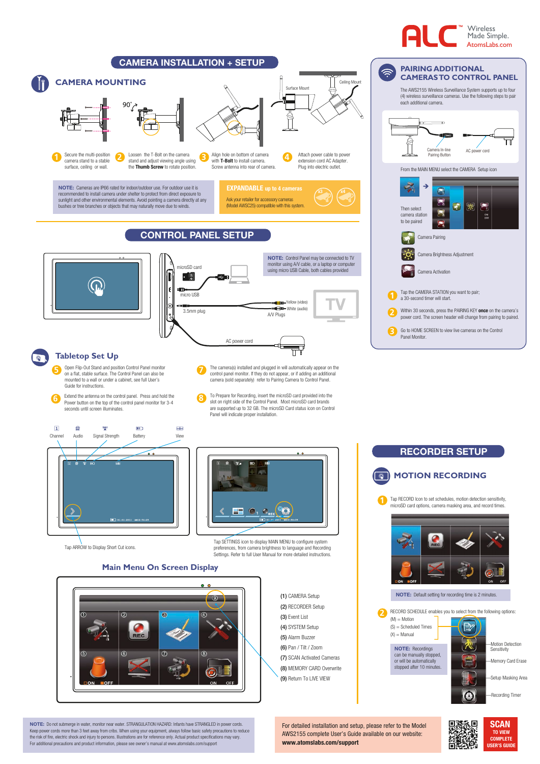ALC™ Wireless Made Simple. AtomsLabs.com

# CAMERA INSTALLATION + SETUP

## CAMERA MOUNTING

90°

Surface Mount

Ceiling Mount

1. Secure the multi-position camera stand to a stable surface, ceiling or wall.
2. Loosen the T-Bolt on the camera stand and adjust viewing angle using the **Thumb Screw** to rotate position.
3. Align hole on bottom of camera with **T-Bolt** to install camera. Screw antenna into rear of camera.
4. Attach power cable to power extension cord AC Adapter. Plug into electric outlet.

**NOTE:** Cameras are IP66 rated for indoor/outdoor use. For outdoor use it is recommended to install camera under shelter to protect from direct exposure to sunlight and other environmental elements. Avoid pointing a camera directly at any bushes or tree branches or objects that may naturally move due to winds.

**EXPANDABLE up to 4 cameras**

Ask your retailer for accessory cameras (Model AWSC25) compatible with this system.

# CONTROL PANEL SETUP

microSD card

micro USB

3.5mm plug

Yellow (video)

White (audio)

A/V Plugs

TV

AC power cord

**NOTE:** Control Panel may be connected to TV monitor using A/V cable, or a laptop or computer using micro USB Cable, both cables provided

## Tabletop Set Up

5. Open Flip-Out Stand and position Control Panel monitor on a flat, stable surface. The Control Panel can also be mounted to a wall or under a cabinet, see full User's Guide for instructions.
6. Extend the antenna on the control panel. Press and hold the Power button on the top of the control panel monitor for 3-4 seconds until screen illuminates.
7. The camera(s) installed and plugged in will automatically appear on the control panel monitor. If they do not appear, or if adding an additional camera (sold separately) refer to Pairing Camera to Control Panel.
8. To Prepare for Recording, insert the microSD card provided into the slot on right side of the Control Panel. Most microSD card brands are supported up to 32 GB. The microSD Card status icon on Control Panel will indicate proper installation.

Channel | Audio | Signal Strength | Battery | View

Tap ARROW to Display Short Cut icons.

Tap SETTINGS icon to display MAIN MENU to configure system preferences, from camera brightness to language and Recording Settings. Refer to full User Manual for more detailed instructions.

## Main Menu On Screen Display

(1) CAMERA Setup
(2) RECORDER Setup
(3) Event List
(4) SYSTEM Setup
(5) Alarm Buzzer
(6) Pan / Tilt / Zoom
(7) SCAN Activated Cameras
(8) MEMORY CARD Overwrite
(9) Return To LIVE VIEW

## PAIRING ADDITIONAL CAMERAS TO CONTROL PANEL

The AWS2155 Wireless Surveillance System supports up to four (4) wireless surveillance cameras. Use the following steps to pair each additional camera.

Camera In-line Pairing Button

AC power cord

From the MAIN MENU select the CAMERA Setup icon

Then select camera station to be paired

Camera Pairing

Camera Brightness Adjustment

Camera Activation

1. Tap the CAMERA STATION you want to pair; a 30-second timer will start.
2. Within 30 seconds, press the PAIRING KEY **once** on the camera's power cord. The screen header will change from pairing to paired.
3. Go to HOME SCREEN to view live cameras on the Control Panel Monitor.

# RECORDER SETUP

## MOTION RECORDING

1. Tap RECORD Icon to set schedules, motion detection sensitivity, microSD card options, camera masking area, and record times.

**NOTE:** Default setting for recording time is 2 minutes.

2. RECORD SCHEDULE enables you to select from the following options:
   - (M) = Motion
   - (S) = Scheduled Times
   - (X) = Manual

Motion Detection Sensitivity

Memory Card Erase

Setup Masking Area

Recording Timer

**NOTE:** Recordings can be manually stopped, or will be automatically stopped after 10 minutes.

**NOTE:** Do not submerge in water, monitor near water. STRANGULATION HAZARD: Infants have STRANGLED in power cords. Keep power cords more than 3 feet away from cribs. When using your equipment, always follow basic safety precautions to reduce the risk of fire, electric shock and injury to persons. Illustrations are for reference only. Actual product specifications may vary. For additional precautions and product information, please see owner's manual at www.atomslabs.com/support

For detailed installation and setup, please refer to the Model AWS2155 complete User's Guide available on our website: **www.atomslabs.com/support**

**SCAN TO VIEW COMPLETE USER'S GUIDE**